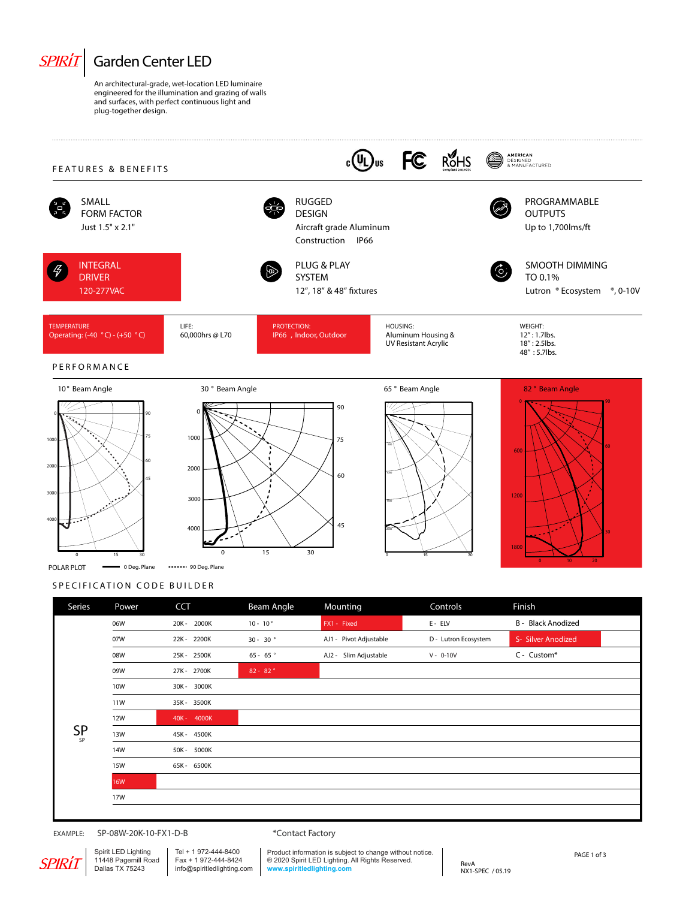# SPIRIT | Garden Center LED

An architectural-grade, wet-location LED luminaire engineered for the illumination and grazing of walls and surfaces, with perfect continuous light and plug-together design.

## FEATURES & BENEFITS

**SMALL FORM FACTOR**
Just 1.5" x 2.1"

**RUGGED DESIGN**
Aircraft grade Aluminum Construction IP66

**PROGRAMMABLE OUTPUTS**
Up to 1,700lms/ft

**INTEGRAL DRIVER**
120-277VAC

**PLUG & PLAY SYSTEM**
12", 18" & 48" fixtures

**SMOOTH DIMMING TO 0.1%**
Lutron ® Ecosystem ®, 0-10V

| TEMPERATURE | LIFE: | PROTECTION: | HOUSING: | WEIGHT: |
|---|---|---|---|---|
| Operating: (-40 °C) - (+50 °C) | 60,000hrs @ L70 | IP66 , Indoor, Outdoor | Aluminum Housing & UV Resistant Acrylic | 12" : 1.7lbs.<br>18" : 2.5lbs.<br>48" : 5.7lbs. |

## PERFORMANCE

10° Beam Angle | 30° Beam Angle | 65° Beam Angle | 82° Beam Angle

POLAR PLOT — 0 Deg. Plane ······ 90 Deg. Plane

## SPECIFICATION CODE BUILDER

| Series | Power | CCT | Beam Angle | Mounting | Controls | Finish |
|---|---|---|---|---|---|---|
| SP | 06W | 20K - 2000K | 10 - 10° | FX1 - Fixed | E - ELV | B - Black Anodized |
| | 07W | 22K - 2200K | 30 - 30° | AJ1 - Pivot Adjustable | D - Lutron Ecosystem | S- Silver Anodized |
| | 08W | 25K - 2500K | 65 - 65° | AJ2 - Slim Adjustable | V - 0-10V | C - Custom* |
| | 09W | 27K - 2700K | 82 - 82° | | | |
| | 10W | 30K - 3000K | | | | |
| | 11W | 35K - 3500K | | | | |
| | 12W | 40K - 4000K | | | | |
| | 13W | 45K - 4500K | | | | |
| | 14W | 50K - 5000K | | | | |
| | 15W | 65K - 6500K | | | | |
| | 16W | | | | | |
| | 17W | | | | | |

EXAMPLE: SP-08W-20K-10-FX1-D-B

*Contact Factory

Spirit LED Lighting
11448 Pagemill Road
Dallas TX 75243

Tel + 1 972-444-8400
Fax + 1 972-444-8424
info@spiritledlighting.com

Product information is subject to change without notice.
® 2020 Spirit LED Lighting. All Rights Reserved.
www.spiritledlighting.com

RevA
NX1-SPEC / 05.19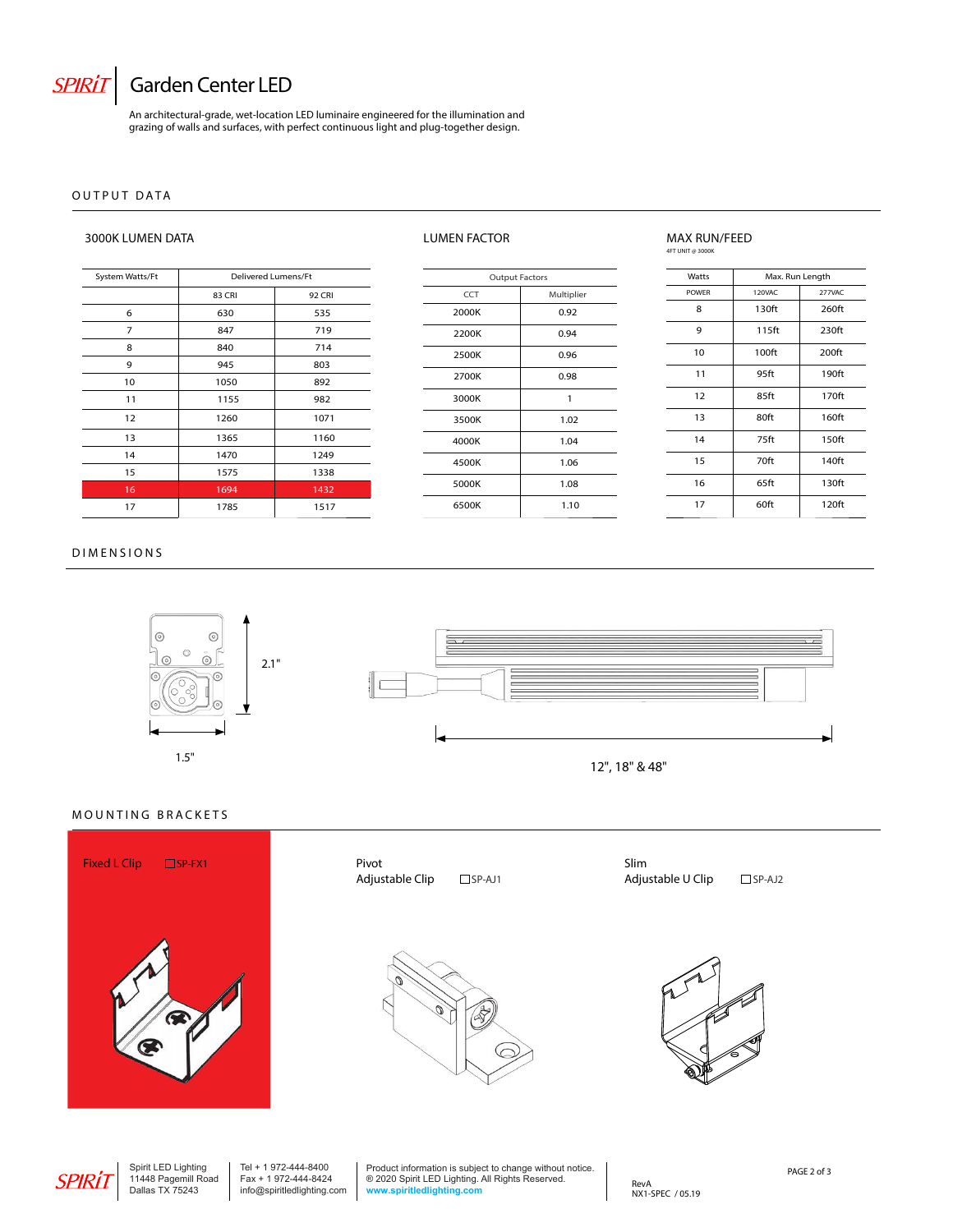# SPIRIT Garden Center LED

An architectural-grade, wet-location LED luminaire engineered for the illumination and grazing of walls and surfaces, with perfect continuous light and plug-together design.

## OUTPUT DATA

### 3000K LUMEN DATA

| System Watts/Ft | Delivered Lumens/Ft | |
|---|---|---|
| | 83 CRI | 92 CRI |
| 6 | 630 | 535 |
| 7 | 847 | 719 |
| 8 | 840 | 714 |
| 9 | 945 | 803 |
| 10 | 1050 | 892 |
| 11 | 1155 | 982 |
| 12 | 1260 | 1071 |
| 13 | 1365 | 1160 |
| 14 | 1470 | 1249 |
| 15 | 1575 | 1338 |
| 16 | 1694 | 1432 |
| 17 | 1785 | 1517 |

### LUMEN FACTOR

| Output Factors | |
|---|---|
| CCT | Multiplier |
| 2000K | 0.92 |
| 2200K | 0.94 |
| 2500K | 0.96 |
| 2700K | 0.98 |
| 3000K | 1 |
| 3500K | 1.02 |
| 4000K | 1.04 |
| 4500K | 1.06 |
| 5000K | 1.08 |
| 6500K | 1.10 |

### MAX RUN/FEED

4FT UNIT @ 3000K

| Watts | Max. Run Length | |
|---|---|---|
| POWER | 120VAC | 277VAC |
| 8 | 130ft | 260ft |
| 9 | 115ft | 230ft |
| 10 | 100ft | 200ft |
| 11 | 95ft | 190ft |
| 12 | 85ft | 170ft |
| 13 | 80ft | 160ft |
| 14 | 75ft | 150ft |
| 15 | 70ft | 140ft |
| 16 | 65ft | 130ft |
| 17 | 60ft | 120ft |

## DIMENSIONS

2.1"

1.5"

12", 18" & 48"

## MOUNTING BRACKETS

Fixed L Clip ☐SP-FX1

Pivot Adjustable Clip ☐SP-AJ1

Slim Adjustable U Clip ☐SP-AJ2

Spirit LED Lighting
11448 Pagemill Road
Dallas TX 75243

Tel + 1 972-444-8400
Fax + 1 972-444-8424
info@spiritledlighting.com

Product information is subject to change without notice.
® 2020 Spirit LED Lighting. All Rights Reserved.
www.spiritledlighting.com

RevA
NX1-SPEC / 05.19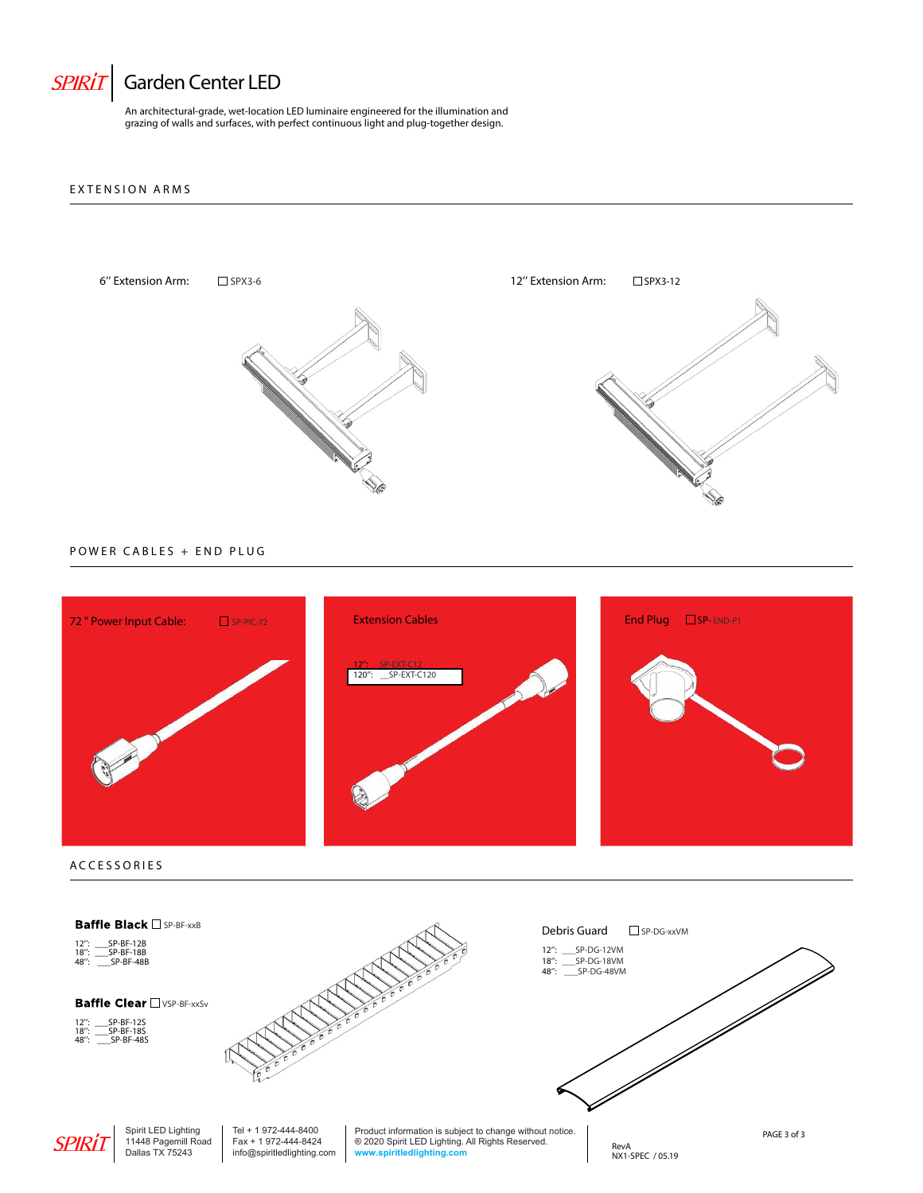# SPIRIT Garden Center LED

An architectural-grade, wet-location LED luminaire engineered for the illumination and grazing of walls and surfaces, with perfect continuous light and plug-together design.

## EXTENSION ARMS

6'' Extension Arm: ☐ SPX3-6

12'' Extension Arm: ☐ SPX3-12

## POWER CABLES + END PLUG

72 '' Power Input Cable: ☐ SP-PIC-72

Extension Cables

12'': SP-EXT-C12
120'': ___SP-EXT-C120

End Plug ☐ SP- END-P1

## ACCESSORIES

**Baffle Black** ☐ SP-BF-xxB

12'': ___SP-BF-12B
18'': ___SP-BF-18B
48'': ___SP-BF-48B

**Baffle Clear** ☐ VSP-BF-xxSv

12'': ___SP-BF-12S
18'': ___SP-BF-18S
48'': ___SP-BF-48S

Debris Guard ☐ SP-DG-xxVM

12'': ___SP-DG-12VM
18'': ___SP-DG-18VM
48'': ___SP-DG-48VM

Spirit LED Lighting
11448 Pagemill Road
Dallas TX 75243

Tel + 1 972-444-8400
Fax + 1 972-444-8424
info@spiritledlighting.com

Product information is subject to change without notice.
® 2020 Spirit LED Lighting. All Rights Reserved.
www.spiritledlighting.com

RevA
NX1-SPEC / 05.19